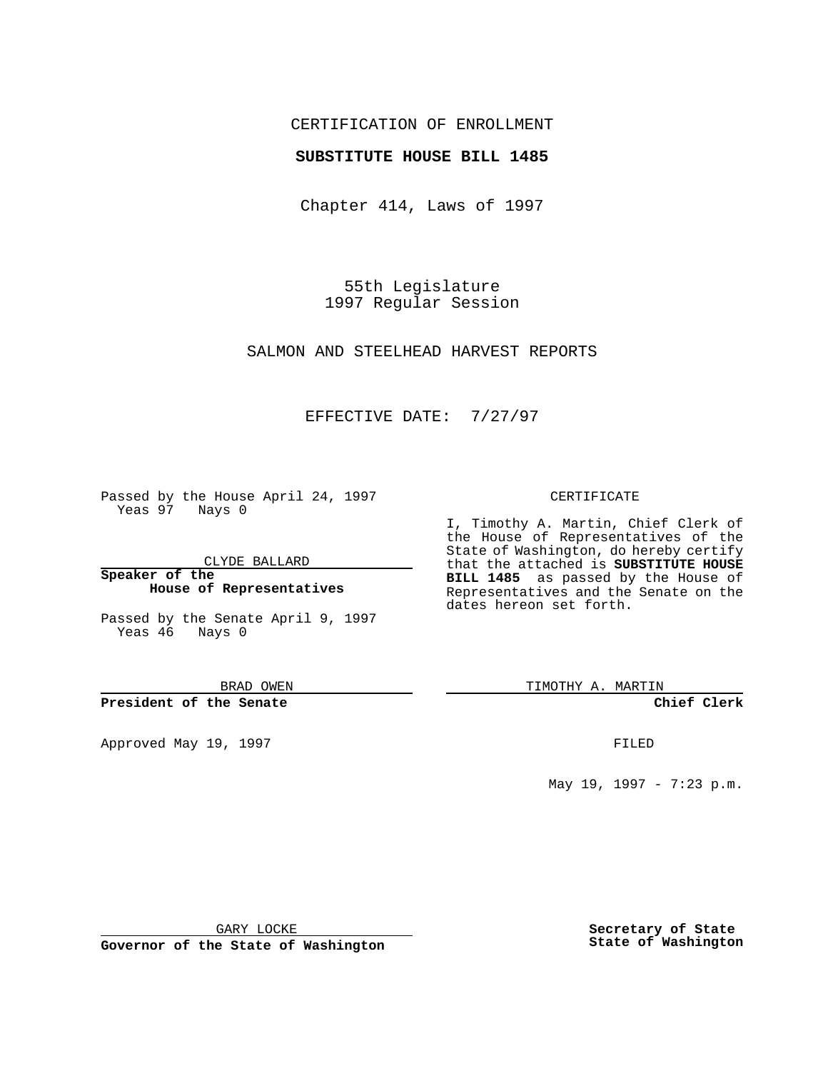CERTIFICATION OF ENROLLMENT

**SUBSTITUTE HOUSE BILL 1485**

Chapter 414, Laws of 1997

55th Legislature
1997 Regular Session

SALMON AND STEELHEAD HARVEST REPORTS

EFFECTIVE DATE: 7/27/97

Passed by the House April 24, 1997
Yeas 97 Nays 0

CLYDE BALLARD

**Speaker of the House of Representatives**

Passed by the Senate April 9, 1997
Yeas 46 Nays 0

BRAD OWEN

**President of the Senate**

Approved May 19, 1997

GARY LOCKE

**Governor of the State of Washington**

CERTIFICATE

I, Timothy A. Martin, Chief Clerk of the House of Representatives of the State of Washington, do hereby certify that the attached is **SUBSTITUTE HOUSE BILL 1485** as passed by the House of Representatives and the Senate on the dates hereon set forth.

TIMOTHY A. MARTIN

**Chief Clerk**

FILED

May 19, 1997 - 7:23 p.m.

**Secretary of State State of Washington**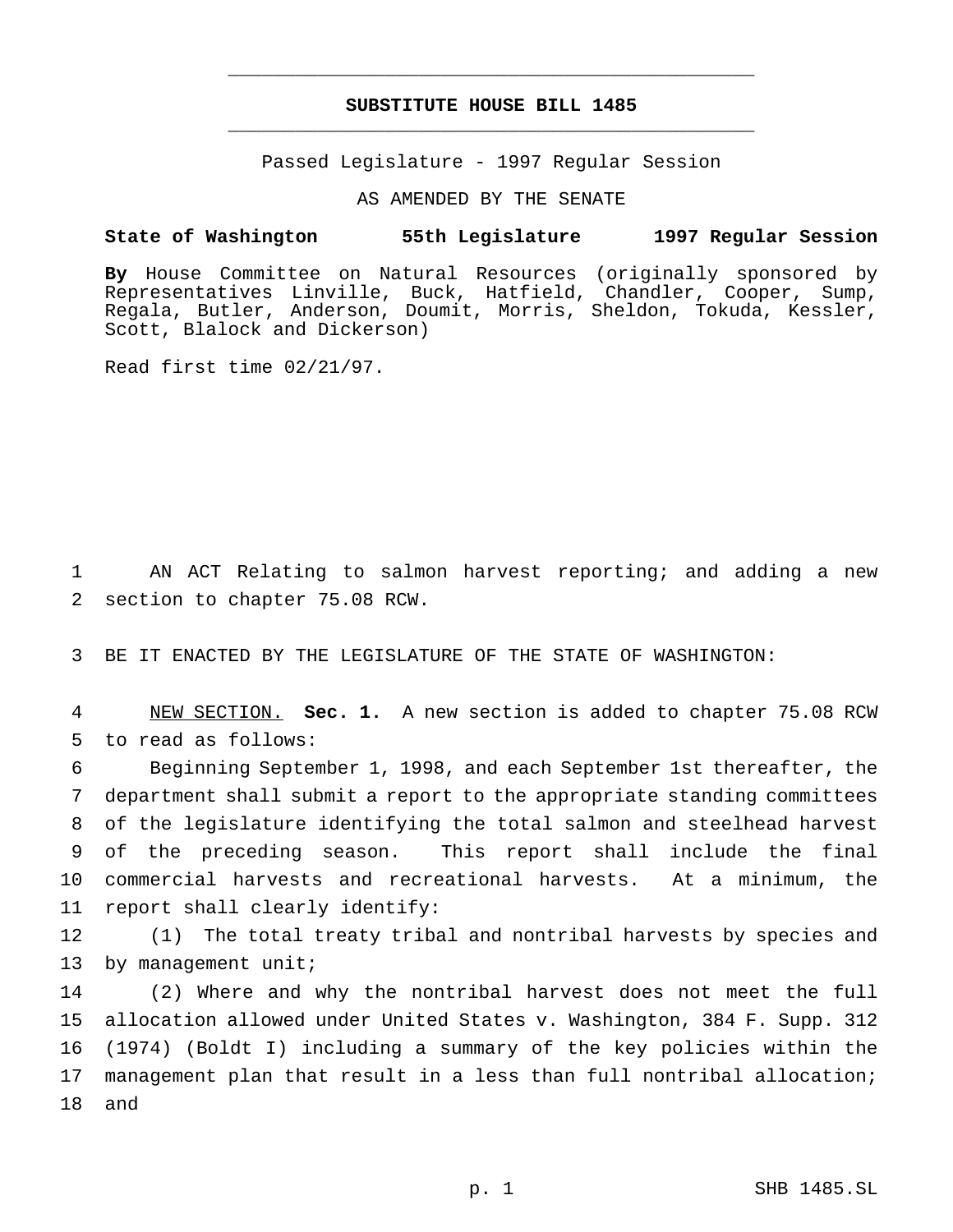# SUBSTITUTE HOUSE BILL 1485

Passed Legislature - 1997 Regular Session

AS AMENDED BY THE SENATE

**State of Washington 55th Legislature 1997 Regular Session**

**By** House Committee on Natural Resources (originally sponsored by Representatives Linville, Buck, Hatfield, Chandler, Cooper, Sump, Regala, Butler, Anderson, Doumit, Morris, Sheldon, Tokuda, Kessler, Scott, Blalock and Dickerson)

Read first time 02/21/97.

1 AN ACT Relating to salmon harvest reporting; and adding a new
2 section to chapter 75.08 RCW.

3 BE IT ENACTED BY THE LEGISLATURE OF THE STATE OF WASHINGTON:

4 NEW SECTION. **Sec. 1.** A new section is added to chapter 75.08 RCW
5 to read as follows:

6 Beginning September 1, 1998, and each September 1st thereafter, the
7 department shall submit a report to the appropriate standing committees
8 of the legislature identifying the total salmon and steelhead harvest
9 of the preceding season. This report shall include the final
10 commercial harvests and recreational harvests. At a minimum, the
11 report shall clearly identify:

12 (1) The total treaty tribal and nontribal harvests by species and
13 by management unit;

14 (2) Where and why the nontribal harvest does not meet the full
15 allocation allowed under United States v. Washington, 384 F. Supp. 312
16 (1974) (Boldt I) including a summary of the key policies within the
17 management plan that result in a less than full nontribal allocation;
18 and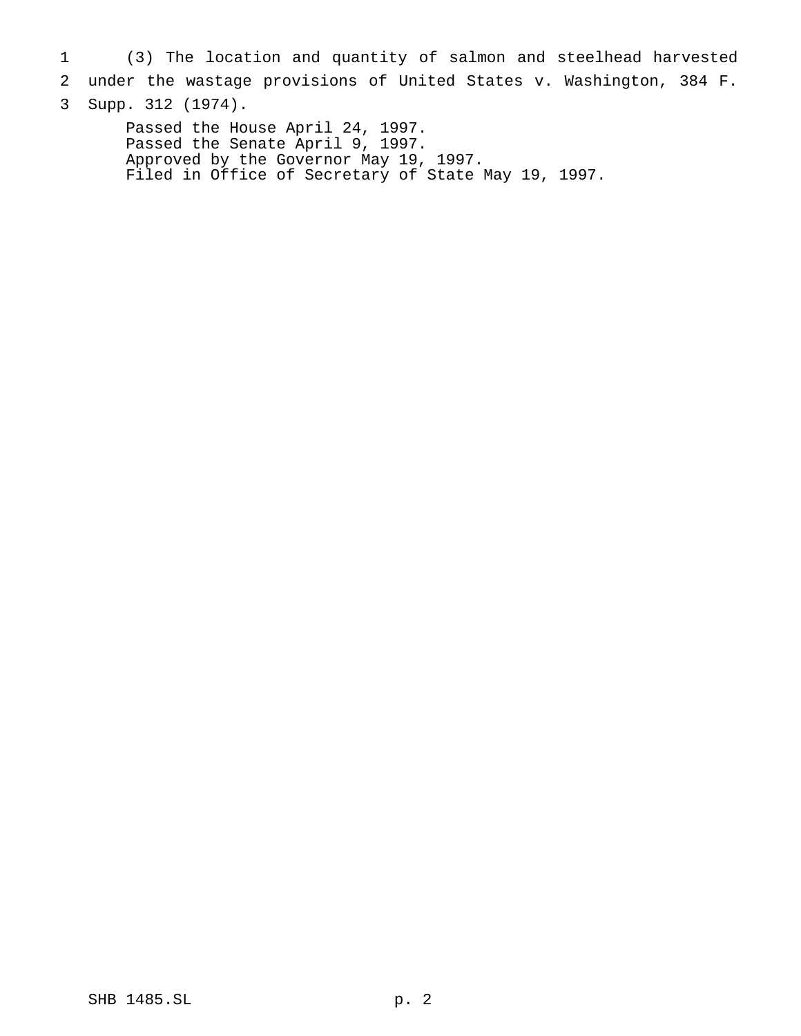(3) The location and quantity of salmon and steelhead harvested under the wastage provisions of United States v. Washington, 384 F. Supp. 312 (1974).

Passed the House April 24, 1997.
Passed the Senate April 9, 1997.
Approved by the Governor May 19, 1997.
Filed in Office of Secretary of State May 19, 1997.